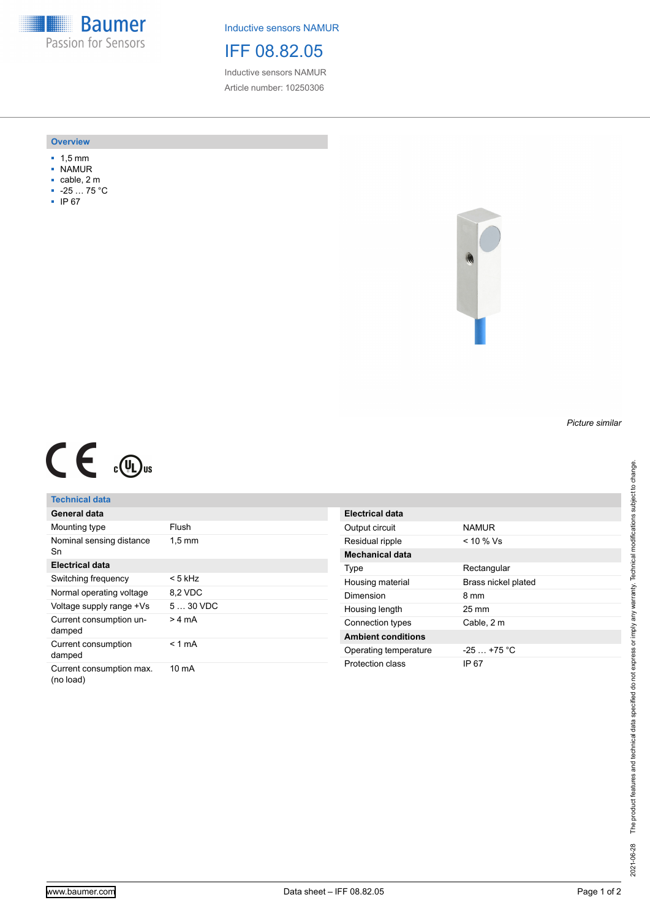Baumer
Passion for Sensors

Inductive sensors NAMUR

# IFF 08.82.05

Inductive sensors NAMUR

Article number: 10250306

## Overview

- 1,5 mm
- NAMUR
- cable, 2 m
- -25 … 75 °C
- IP 67

*Picture similar*

## Technical data

| General data | |
|---|---|
| Mounting type | Flush |
| Nominal sensing distance Sn | 1,5 mm |
| **Electrical data** | |
| Switching frequency | < 5 kHz |
| Normal operating voltage | 8,2 VDC |
| Voltage supply range +Vs | 5 … 30 VDC |
| Current consumption un-damped | > 4 mA |
| Current consumption damped | < 1 mA |
| Current consumption max. (no load) | 10 mA |

| Electrical data | |
|---|---|
| Output circuit | NAMUR |
| Residual ripple | < 10 % Vs |
| **Mechanical data** | |
| Type | Rectangular |
| Housing material | Brass nickel plated |
| Dimension | 8 mm |
| Housing length | 25 mm |
| Connection types | Cable, 2 m |
| **Ambient conditions** | |
| Operating temperature | -25 … +75 °C |
| Protection class | IP 67 |

2021-06-28 The product features and technical data specified do not express or imply any warranty. Technical modifications subject to change.

www.baumer.com Data sheet – IFF 08.82.05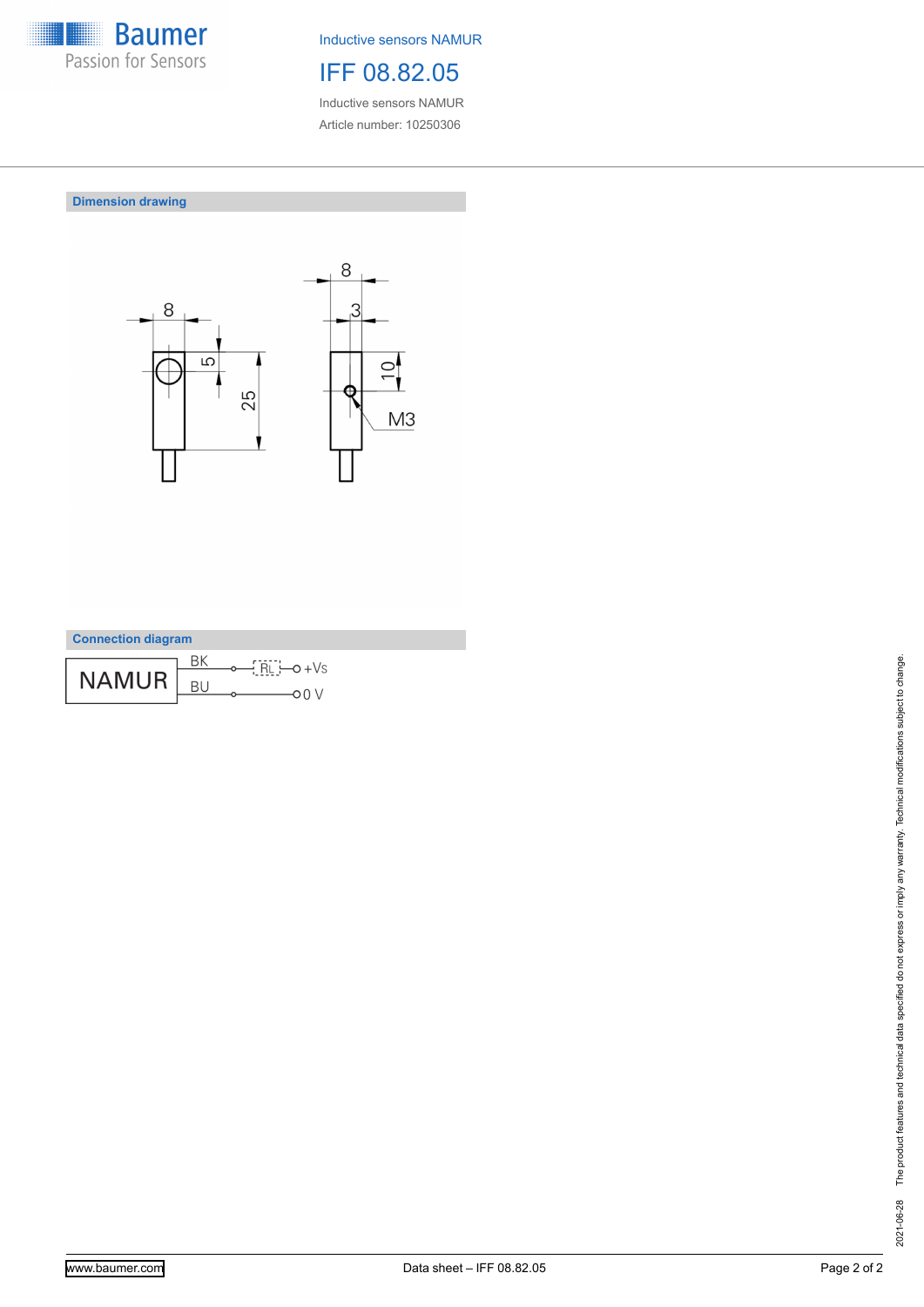Inductive sensors NAMUR

# IFF 08.82.05

Inductive sensors NAMUR

Article number: 10250306

## Dimension drawing

8
5
25
8
3
10
M3

## Connection diagram

NAMUR
BK
BU
RL
+Vs
0 V

2021-06-28 The product features and technical data specified do not express or imply any warranty. Technical modifications subject to change.